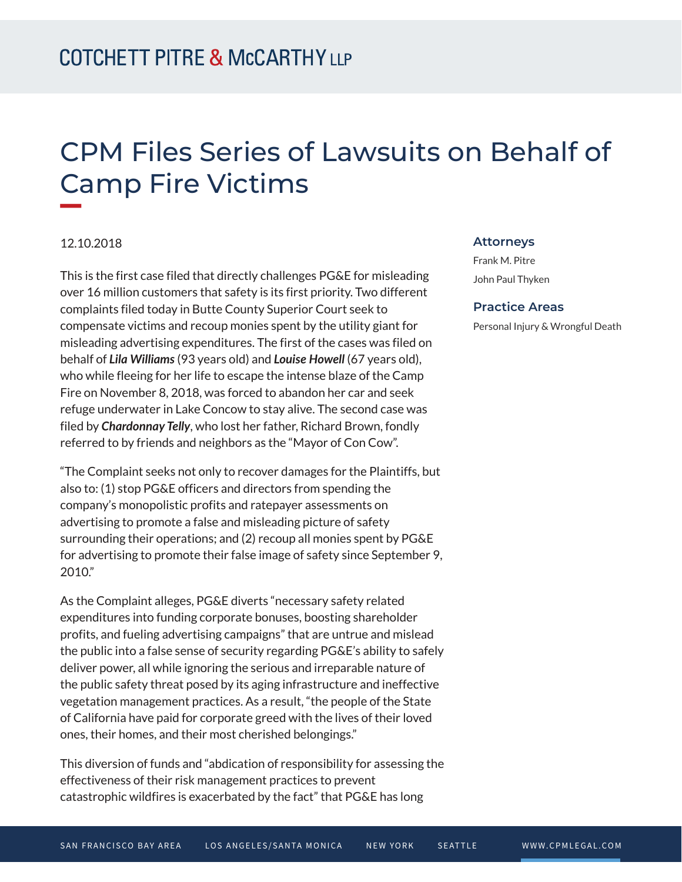# CPM Files Series of Lawsuits on Behalf of Camp Fire Victims

12.10.2018

This is the first case filed that directly challenges PG&E for misleading over 16 million customers that safety is its first priority. Two different complaints filed today in Butte County Superior Court seek to compensate victims and recoup monies spent by the utility giant for misleading advertising expenditures. The first of the cases was filed on behalf of ***Lila Williams*** (93 years old) and ***Louise Howell*** (67 years old), who while fleeing for her life to escape the intense blaze of the Camp Fire on November 8, 2018, was forced to abandon her car and seek refuge underwater in Lake Concow to stay alive. The second case was filed by ***Chardonnay Telly***, who lost her father, Richard Brown, fondly referred to by friends and neighbors as the "Mayor of Con Cow".

"The Complaint seeks not only to recover damages for the Plaintiffs, but also to: (1) stop PG&E officers and directors from spending the company's monopolistic profits and ratepayer assessments on advertising to promote a false and misleading picture of safety surrounding their operations; and (2) recoup all monies spent by PG&E for advertising to promote their false image of safety since September 9, 2010."

As the Complaint alleges, PG&E diverts "necessary safety related expenditures into funding corporate bonuses, boosting shareholder profits, and fueling advertising campaigns" that are untrue and mislead the public into a false sense of security regarding PG&E's ability to safely deliver power, all while ignoring the serious and irreparable nature of the public safety threat posed by its aging infrastructure and ineffective vegetation management practices. As a result, "the people of the State of California have paid for corporate greed with the lives of their loved ones, their homes, and their most cherished belongings."

This diversion of funds and "abdication of responsibility for assessing the effectiveness of their risk management practices to prevent catastrophic wildfires is exacerbated by the fact" that PG&E has long

### Attorneys

Frank M. Pitre

John Paul Thyken

### Practice Areas

Personal Injury & Wrongful Death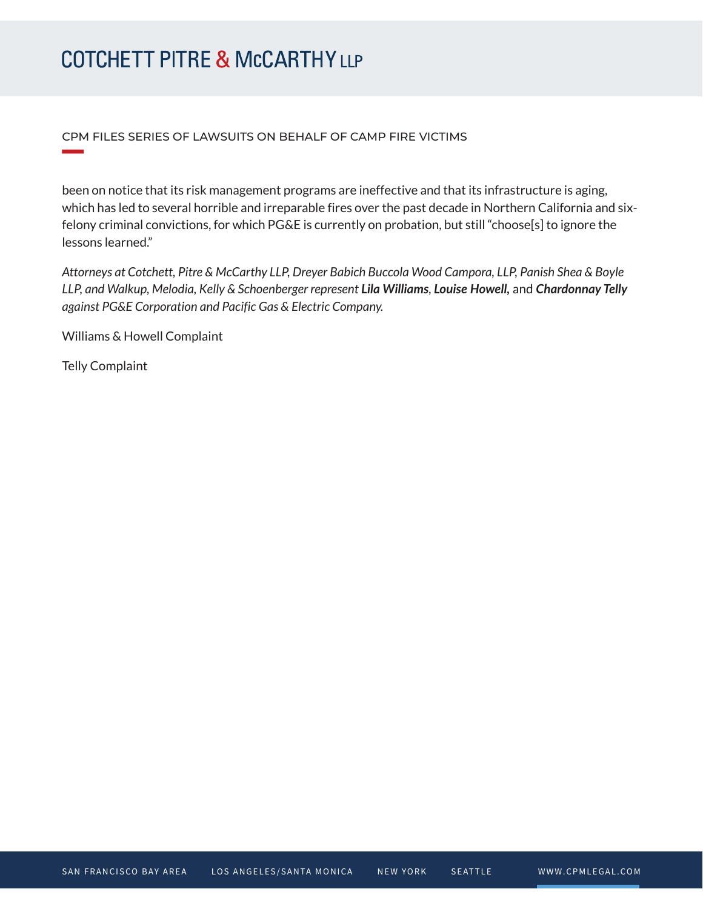been on notice that its risk management programs are ineffective and that its infrastructure is aging, which has led to several horrible and irreparable fires over the past decade in Northern California and six-felony criminal convictions, for which PG&E is currently on probation, but still "choose[s] to ignore the lessons learned."

*Attorneys at Cotchett, Pitre & McCarthy LLP, Dreyer Babich Buccola Wood Campora, LLP, Panish Shea & Boyle LLP, and Walkup, Melodia, Kelly & Schoenberger represent* ***Lila Williams***, ***Louise Howell,*** and ***Chardonnay Telly*** *against PG&E Corporation and Pacific Gas & Electric Company.*

Williams & Howell Complaint

Telly Complaint